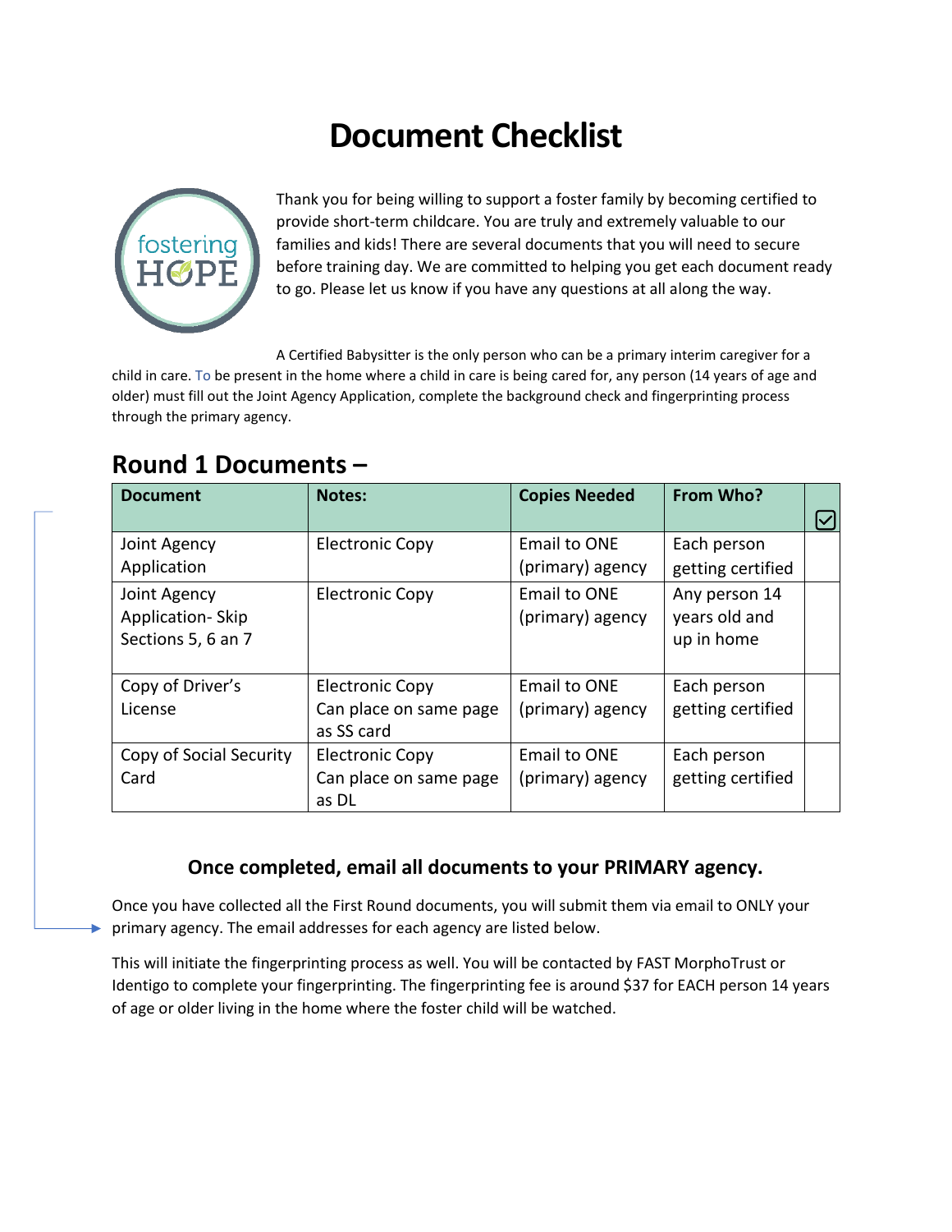# Document Checklist

Thank you for being willing to support a foster family by becoming certified to provide short-term childcare. You are truly and extremely valuable to our families and kids! There are several documents that you will need to secure before training day. We are committed to helping you get each document ready to go. Please let us know if you have any questions at all along the way.

A Certified Babysitter is the only person who can be a primary interim caregiver for a child in care. To be present in the home where a child in care is being cared for, any person (14 years of age and older) must fill out the Joint Agency Application, complete the background check and fingerprinting process through the primary agency.

## Round 1 Documents –

| Document | Notes: | Copies Needed | From Who? | ☑ |
|---|---|---|---|---|
| Joint Agency Application | Electronic Copy | Email to ONE (primary) agency | Each person getting certified | |
| Joint Agency Application- Skip Sections 5, 6 an 7 | Electronic Copy | Email to ONE (primary) agency | Any person 14 years old and up in home | |
| Copy of Driver's License | Electronic Copy Can place on same page as SS card | Email to ONE (primary) agency | Each person getting certified | |
| Copy of Social Security Card | Electronic Copy Can place on same page as DL | Email to ONE (primary) agency | Each person getting certified | |

### Once completed, email all documents to your PRIMARY agency.

Once you have collected all the First Round documents, you will submit them via email to ONLY your primary agency. The email addresses for each agency are listed below.

This will initiate the fingerprinting process as well. You will be contacted by FAST MorphoTrust or Identigo to complete your fingerprinting. The fingerprinting fee is around $37 for EACH person 14 years of age or older living in the home where the foster child will be watched.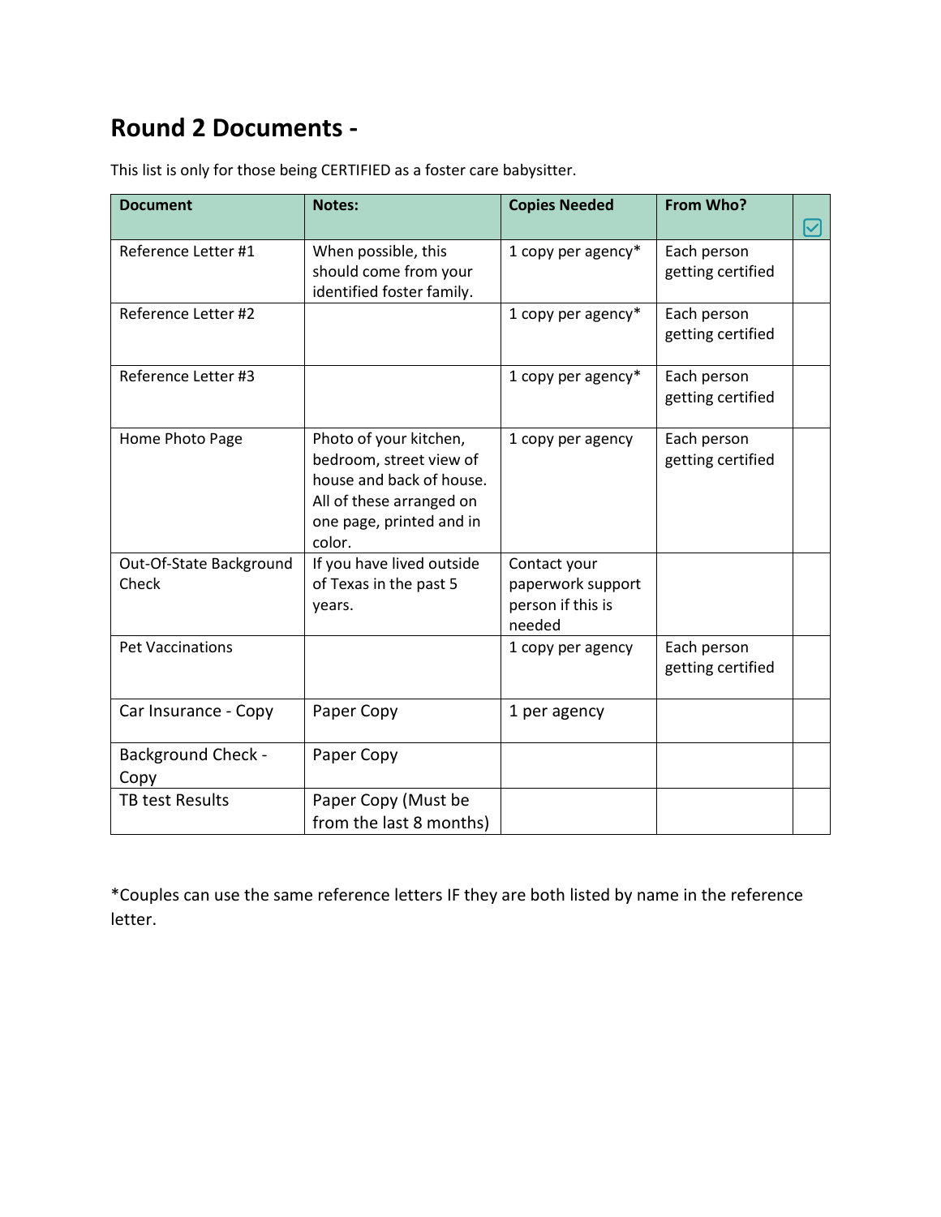# Round 2 Documents -

This list is only for those being CERTIFIED as a foster care babysitter.

| Document | Notes: | Copies Needed | From Who? | ☑ |
|---|---|---|---|---|
| Reference Letter #1 | When possible, this should come from your identified foster family. | 1 copy per agency* | Each person getting certified | |
| Reference Letter #2 | | 1 copy per agency* | Each person getting certified | |
| Reference Letter #3 | | 1 copy per agency* | Each person getting certified | |
| Home Photo Page | Photo of your kitchen, bedroom, street view of house and back of house. All of these arranged on one page, printed and in color. | 1 copy per agency | Each person getting certified | |
| Out-Of-State Background Check | If you have lived outside of Texas in the past 5 years. | Contact your paperwork support person if this is needed | | |
| Pet Vaccinations | | 1 copy per agency | Each person getting certified | |
| Car Insurance - Copy | Paper Copy | 1 per agency | | |
| Background Check - Copy | Paper Copy | | | |
| TB test Results | Paper Copy (Must be from the last 8 months) | | | |

*Couples can use the same reference letters IF they are both listed by name in the reference letter.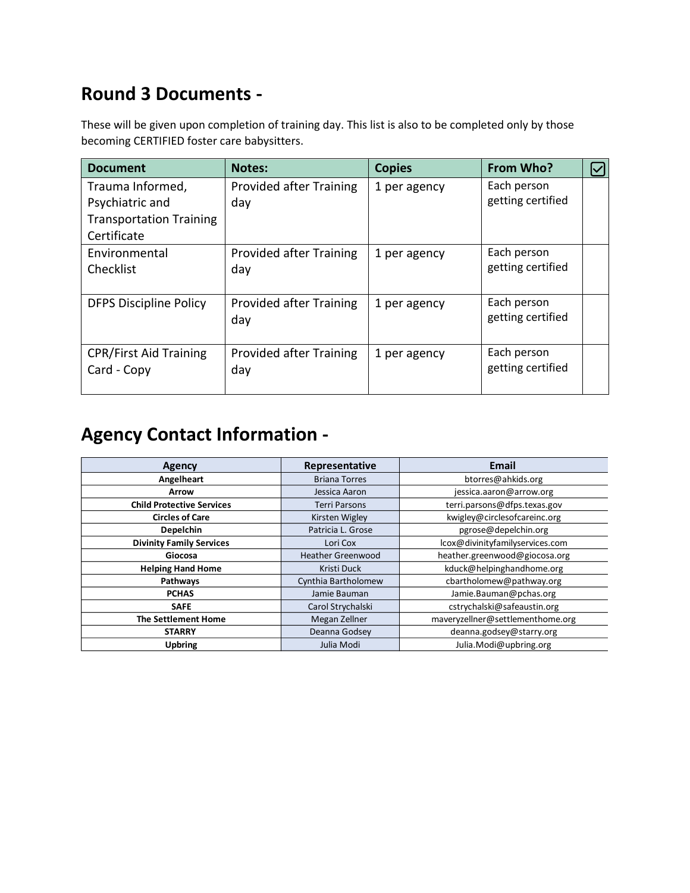## Round 3 Documents -

These will be given upon completion of training day. This list is also to be completed only by those becoming CERTIFIED foster care babysitters.

| Document | Notes: | Copies | From Who? | ☑ |
|---|---|---|---|---|
| Trauma Informed, Psychiatric and Transportation Training Certificate | Provided after Training day | 1 per agency | Each person getting certified | |
| Environmental Checklist | Provided after Training day | 1 per agency | Each person getting certified | |
| DFPS Discipline Policy | Provided after Training day | 1 per agency | Each person getting certified | |
| CPR/First Aid Training Card - Copy | Provided after Training day | 1 per agency | Each person getting certified | |

## Agency Contact Information -

| Agency | Representative | Email |
|---|---|---|
| **Angelheart** | Briana Torres | btorres@ahkids.org |
| **Arrow** | Jessica Aaron | jessica.aaron@arrow.org |
| **Child Protective Services** | Terri Parsons | terri.parsons@dfps.texas.gov |
| **Circles of Care** | Kirsten Wigley | kwigley@circlesofcareinc.org |
| **Depelchin** | Patricia L. Grose | pgrose@depelchin.org |
| **Divinity Family Services** | Lori Cox | lcox@divinityfamilyservices.com |
| **Giocosa** | Heather Greenwood | heather.greenwood@giocosa.org |
| **Helping Hand Home** | Kristi Duck | kduck@helpinghandhome.org |
| **Pathways** | Cynthia Bartholomew | cbartholomew@pathway.org |
| **PCHAS** | Jamie Bauman | Jamie.Bauman@pchas.org |
| **SAFE** | Carol Strychalski | cstrychalski@safeaustin.org |
| **The Settlement Home** | Megan Zellner | maveryzellner@settlementhome.org |
| **STARRY** | Deanna Godsey | deanna.godsey@starry.org |
| **Upbring** | Julia Modi | Julia.Modi@upbring.org |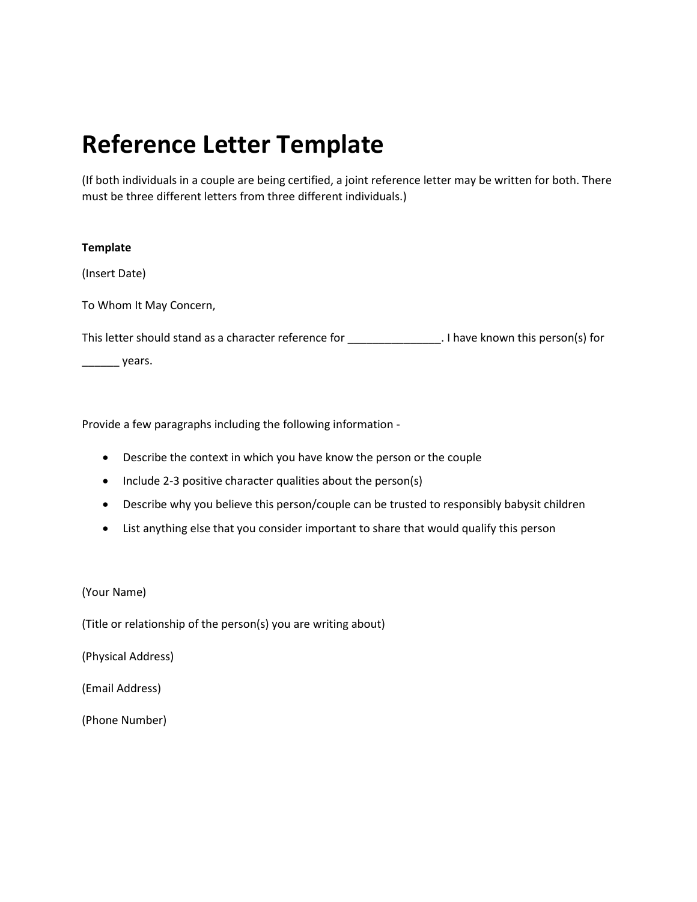# Reference Letter Template

(If both individuals in a couple are being certified, a joint reference letter may be written for both. There must be three different letters from three different individuals.)

**Template**

(Insert Date)

To Whom It May Concern,

This letter should stand as a character reference for _______________. I have known this person(s) for ______ years.

Provide a few paragraphs including the following information -

- Describe the context in which you have know the person or the couple
- Include 2-3 positive character qualities about the person(s)
- Describe why you believe this person/couple can be trusted to responsibly babysit children
- List anything else that you consider important to share that would qualify this person

(Your Name)

(Title or relationship of the person(s) you are writing about)

(Physical Address)

(Email Address)

(Phone Number)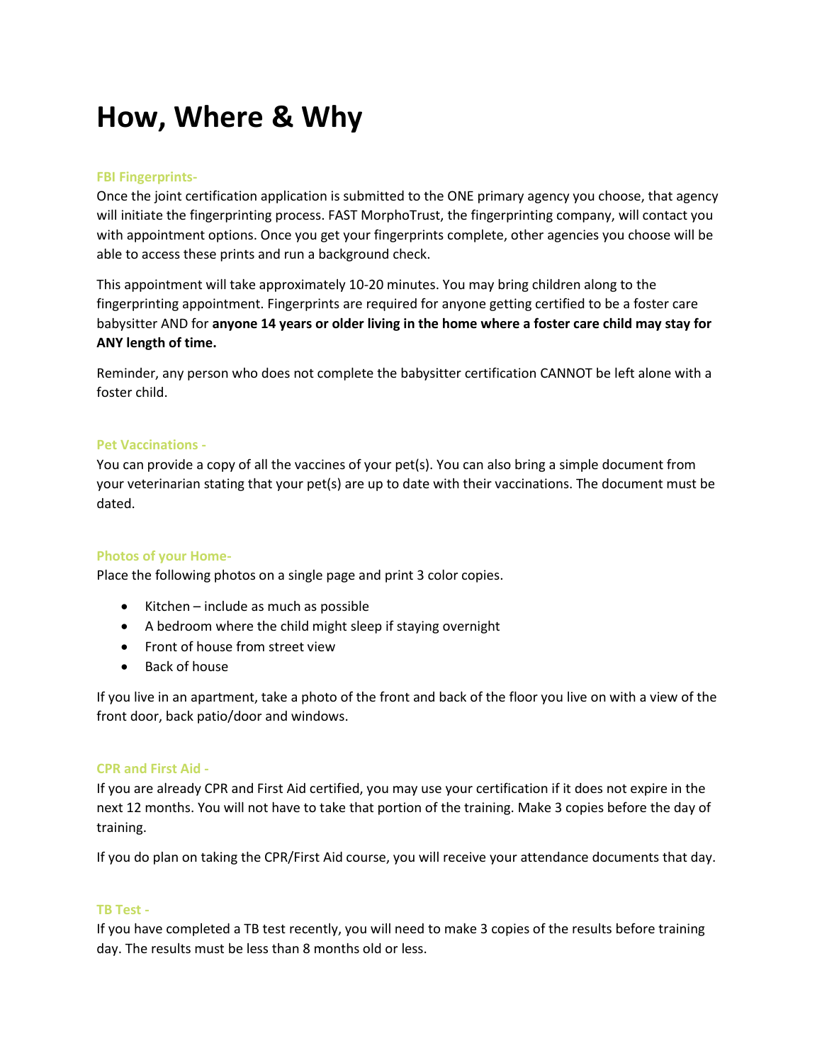# How, Where & Why

### FBI Fingerprints-

Once the joint certification application is submitted to the ONE primary agency you choose, that agency will initiate the fingerprinting process. FAST MorphoTrust, the fingerprinting company, will contact you with appointment options. Once you get your fingerprints complete, other agencies you choose will be able to access these prints and run a background check.

This appointment will take approximately 10-20 minutes. You may bring children along to the fingerprinting appointment. Fingerprints are required for anyone getting certified to be a foster care babysitter AND for **anyone 14 years or older living in the home where a foster care child may stay for ANY length of time.**

Reminder, any person who does not complete the babysitter certification CANNOT be left alone with a foster child.

### Pet Vaccinations -

You can provide a copy of all the vaccines of your pet(s). You can also bring a simple document from your veterinarian stating that your pet(s) are up to date with their vaccinations. The document must be dated.

### Photos of your Home-

Place the following photos on a single page and print 3 color copies.

- Kitchen – include as much as possible
- A bedroom where the child might sleep if staying overnight
- Front of house from street view
- Back of house

If you live in an apartment, take a photo of the front and back of the floor you live on with a view of the front door, back patio/door and windows.

### CPR and First Aid -

If you are already CPR and First Aid certified, you may use your certification if it does not expire in the next 12 months. You will not have to take that portion of the training. Make 3 copies before the day of training.

If you do plan on taking the CPR/First Aid course, you will receive your attendance documents that day.

### TB Test -

If you have completed a TB test recently, you will need to make 3 copies of the results before training day. The results must be less than 8 months old or less.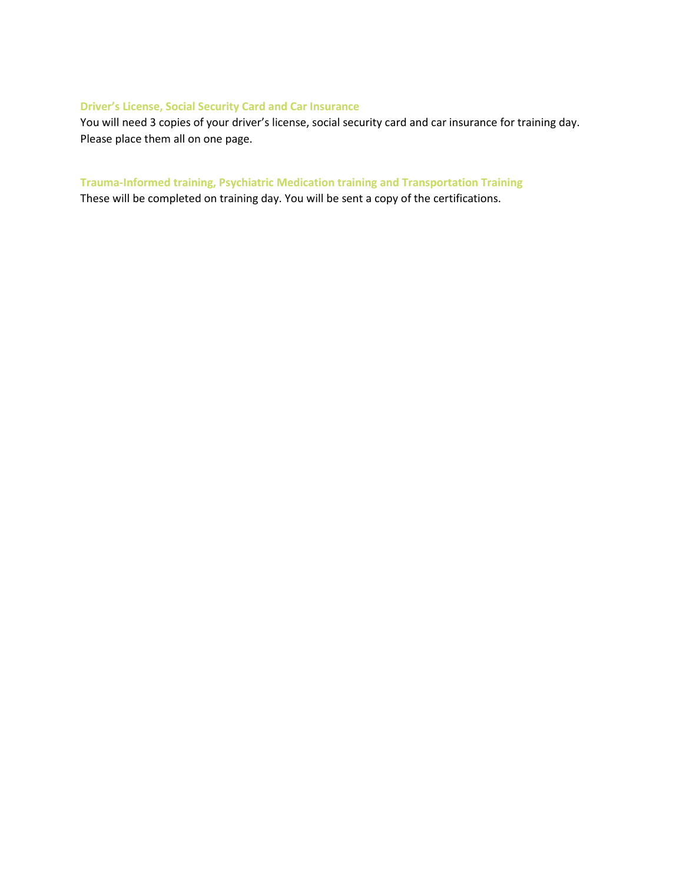### Driver's License, Social Security Card and Car Insurance

You will need 3 copies of your driver's license, social security card and car insurance for training day. Please place them all on one page.

### Trauma-Informed training, Psychiatric Medication training and Transportation Training

These will be completed on training day. You will be sent a copy of the certifications.